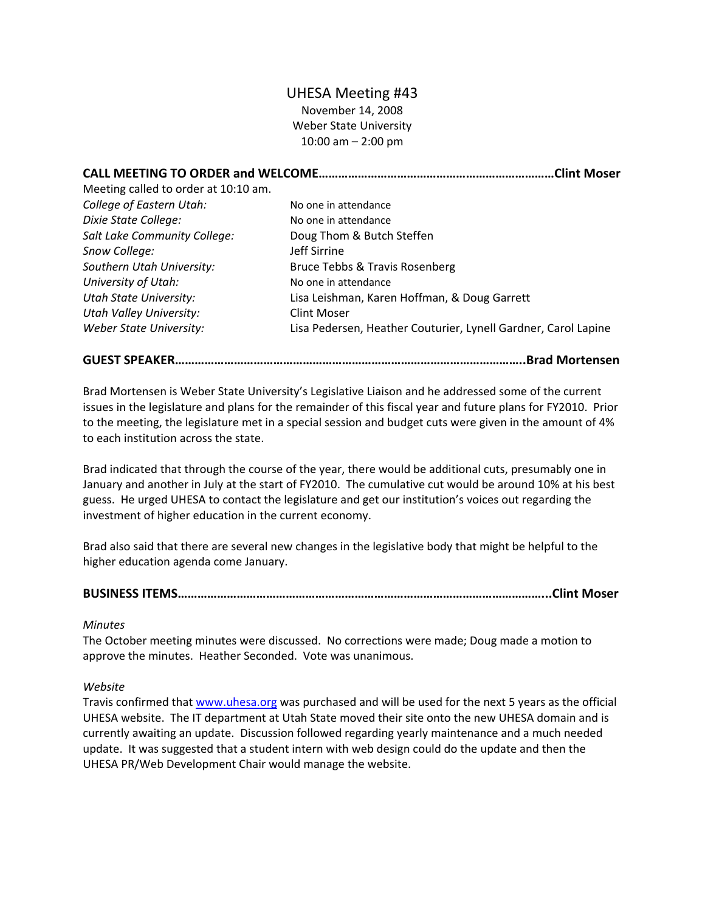# UHESA Meeting #43

November 14, 2008
Weber State University
10:00 am – 2:00 pm

## CALL MEETING TO ORDER and WELCOME……………………………………………………………Clint Moser

Meeting called to order at 10:10 am.

| | |
|---|---|
| *College of Eastern Utah:* | No one in attendance |
| *Dixie State College:* | No one in attendance |
| *Salt Lake Community College:* | Doug Thom & Butch Steffen |
| *Snow College:* | Jeff Sirrine |
| *Southern Utah University:* | Bruce Tebbs & Travis Rosenberg |
| *University of Utah:* | No one in attendance |
| *Utah State University:* | Lisa Leishman, Karen Hoffman, & Doug Garrett |
| *Utah Valley University:* | Clint Moser |
| *Weber State University:* | Lisa Pedersen, Heather Couturier, Lynell Gardner, Carol Lapine |

## GUEST SPEAKER…………………………………………………………………………………………….Brad Mortensen

Brad Mortensen is Weber State University's Legislative Liaison and he addressed some of the current issues in the legislature and plans for the remainder of this fiscal year and future plans for FY2010. Prior to the meeting, the legislature met in a special session and budget cuts were given in the amount of 4% to each institution across the state.

Brad indicated that through the course of the year, there would be additional cuts, presumably one in January and another in July at the start of FY2010. The cumulative cut would be around 10% at his best guess. He urged UHESA to contact the legislature and get our institution's voices out regarding the investment of higher education in the current economy.

Brad also said that there are several new changes in the legislative body that might be helpful to the higher education agenda come January.

## BUSINESS ITEMS………………………………………………………………………………………………..Clint Moser

*Minutes*

The October meeting minutes were discussed. No corrections were made; Doug made a motion to approve the minutes. Heather Seconded. Vote was unanimous.

*Website*

Travis confirmed that www.uhesa.org was purchased and will be used for the next 5 years as the official UHESA website. The IT department at Utah State moved their site onto the new UHESA domain and is currently awaiting an update. Discussion followed regarding yearly maintenance and a much needed update. It was suggested that a student intern with web design could do the update and then the UHESA PR/Web Development Chair would manage the website.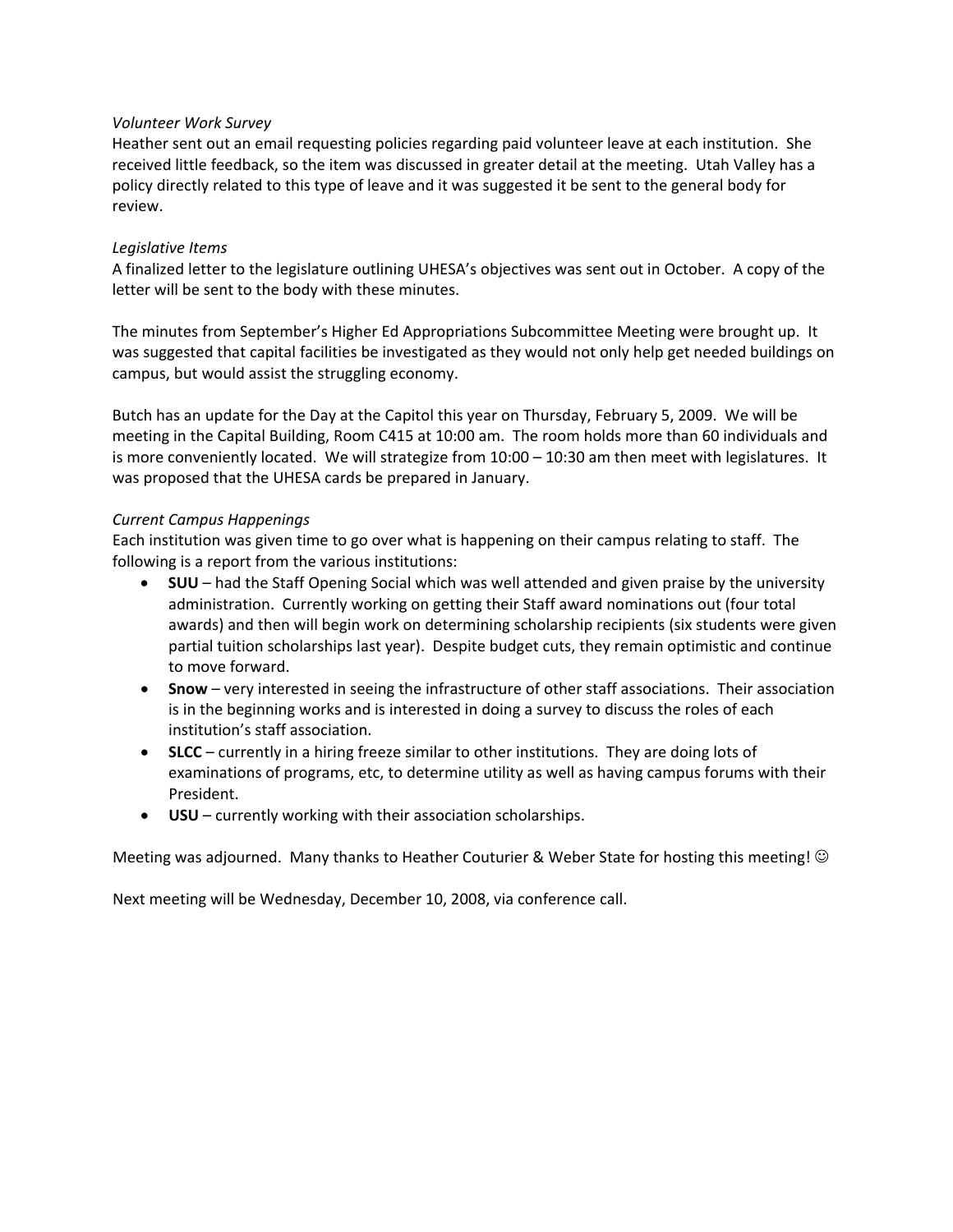*Volunteer Work Survey*

Heather sent out an email requesting policies regarding paid volunteer leave at each institution. She received little feedback, so the item was discussed in greater detail at the meeting. Utah Valley has a policy directly related to this type of leave and it was suggested it be sent to the general body for review.

*Legislative Items*

A finalized letter to the legislature outlining UHESA's objectives was sent out in October. A copy of the letter will be sent to the body with these minutes.

The minutes from September's Higher Ed Appropriations Subcommittee Meeting were brought up. It was suggested that capital facilities be investigated as they would not only help get needed buildings on campus, but would assist the struggling economy.

Butch has an update for the Day at the Capitol this year on Thursday, February 5, 2009. We will be meeting in the Capital Building, Room C415 at 10:00 am. The room holds more than 60 individuals and is more conveniently located. We will strategize from 10:00 – 10:30 am then meet with legislatures. It was proposed that the UHESA cards be prepared in January.

*Current Campus Happenings*

Each institution was given time to go over what is happening on their campus relating to staff. The following is a report from the various institutions:

- **SUU** – had the Staff Opening Social which was well attended and given praise by the university administration. Currently working on getting their Staff award nominations out (four total awards) and then will begin work on determining scholarship recipients (six students were given partial tuition scholarships last year). Despite budget cuts, they remain optimistic and continue to move forward.
- **Snow** – very interested in seeing the infrastructure of other staff associations. Their association is in the beginning works and is interested in doing a survey to discuss the roles of each institution's staff association.
- **SLCC** – currently in a hiring freeze similar to other institutions. They are doing lots of examinations of programs, etc, to determine utility as well as having campus forums with their President.
- **USU** – currently working with their association scholarships.

Meeting was adjourned. Many thanks to Heather Couturier & Weber State for hosting this meeting! ☺

Next meeting will be Wednesday, December 10, 2008, via conference call.